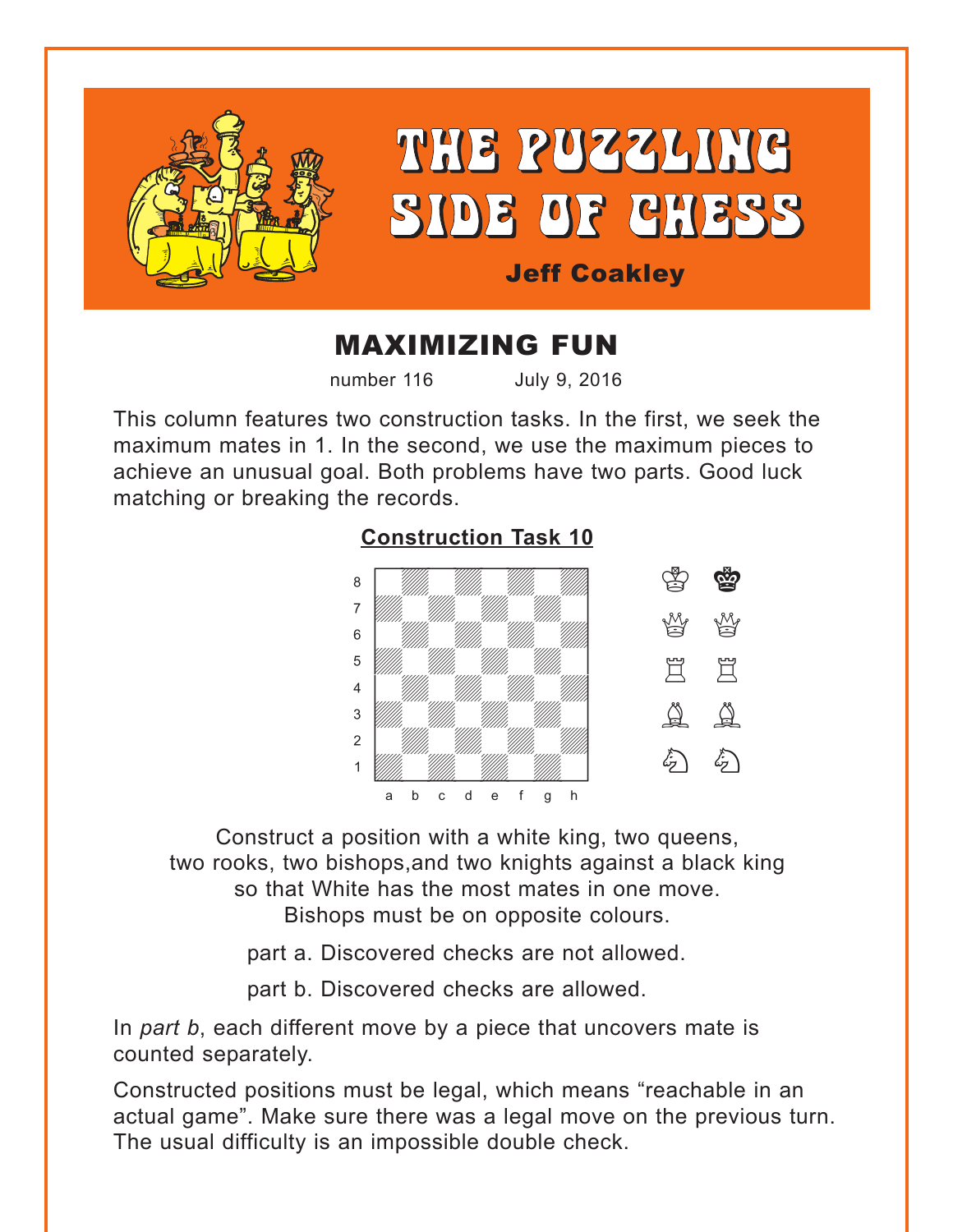# THE PUZZLING SIDE OF CHESS

**Jeff Coakley**

## MAXIMIZING FUN

number 116 July 9, 2016

This column features two construction tasks. In the first, we seek the maximum mates in 1. In the second, we use the maximum pieces to achieve an unusual goal. Both problems have two parts. Good luck matching or breaking the records.

### Construction Task 10

Construct a position with a white king, two queens, two rooks, two bishops,and two knights against a black king so that White has the most mates in one move. Bishops must be on opposite colours.

part a. Discovered checks are not allowed.

part b. Discovered checks are allowed.

In *part b*, each different move by a piece that uncovers mate is counted separately.

Constructed positions must be legal, which means "reachable in an actual game". Make sure there was a legal move on the previous turn. The usual difficulty is an impossible double check.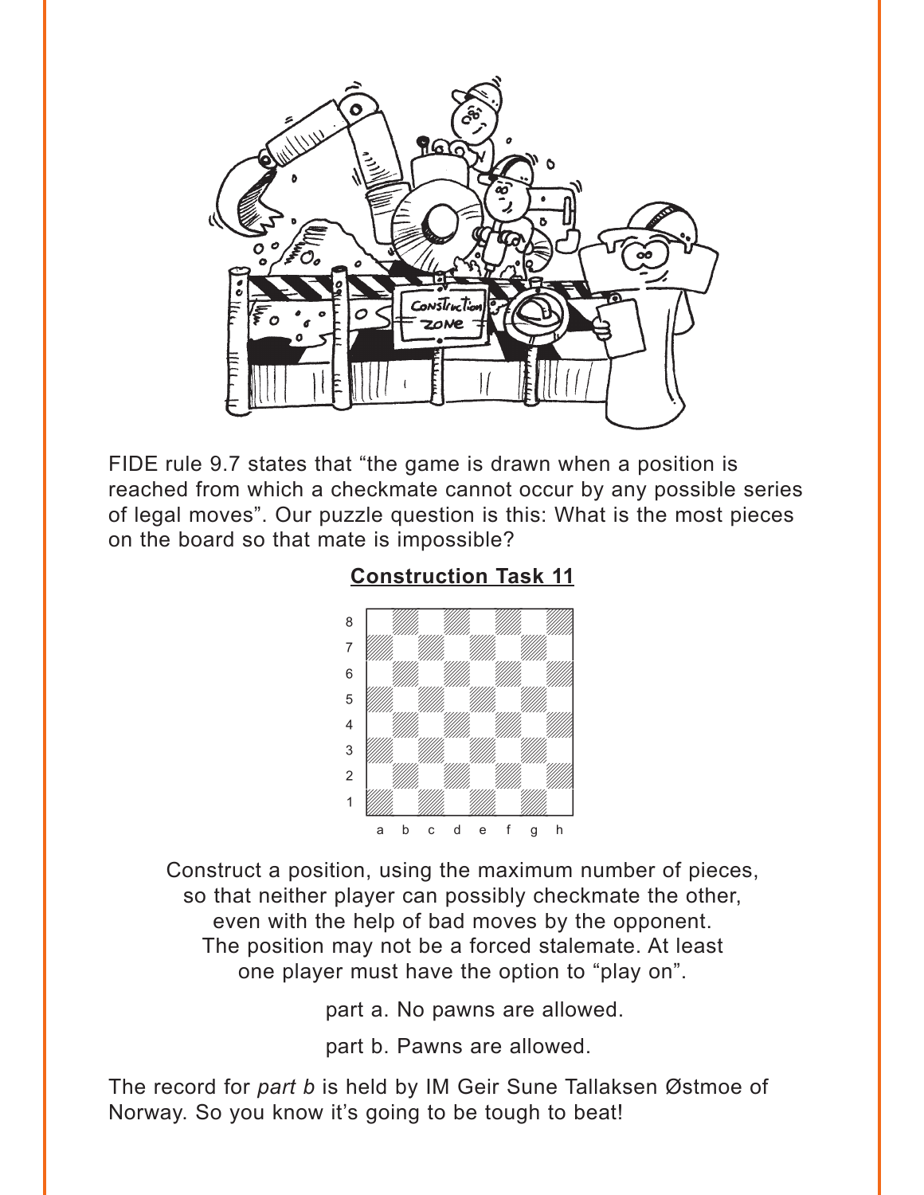FIDE rule 9.7 states that "the game is drawn when a position is reached from which a checkmate cannot occur by any possible series of legal moves". Our puzzle question is this: What is the most pieces on the board so that mate is impossible?

## Construction Task 11

Construct a position, using the maximum number of pieces, so that neither player can possibly checkmate the other, even with the help of bad moves by the opponent. The position may not be a forced stalemate. At least one player must have the option to "play on".

part a. No pawns are allowed.

part b. Pawns are allowed.

The record for *part b* is held by IM Geir Sune Tallaksen Østmoe of Norway. So you know it's going to be tough to beat!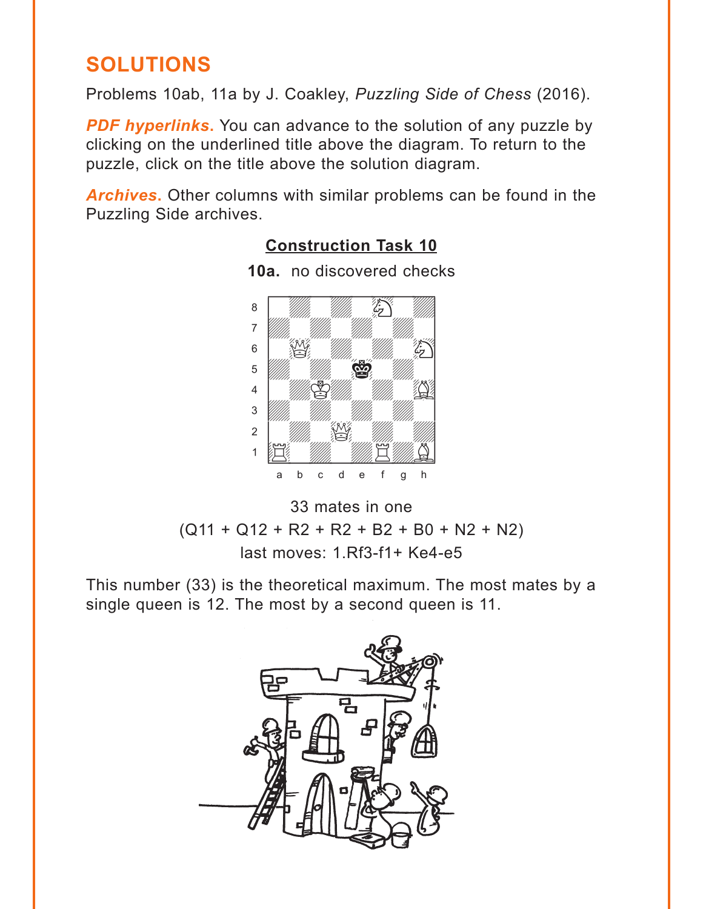## SOLUTIONS

Problems 10ab, 11a by J. Coakley, *Puzzling Side of Chess* (2016).

***PDF hyperlinks.*** You can advance to the solution of any puzzle by clicking on the underlined title above the diagram. To return to the puzzle, click on the title above the solution diagram.

***Archives.*** Other columns with similar problems can be found in the Puzzling Side archives.

### Construction Task 10

**10a.** no discovered checks

33 mates in one

(Q11 + Q12 + R2 + R2 + B2 + B0 + N2 + N2)

last moves: 1.Rf3-f1+ Ke4-e5

This number (33) is the theoretical maximum. The most mates by a single queen is 12. The most by a second queen is 11.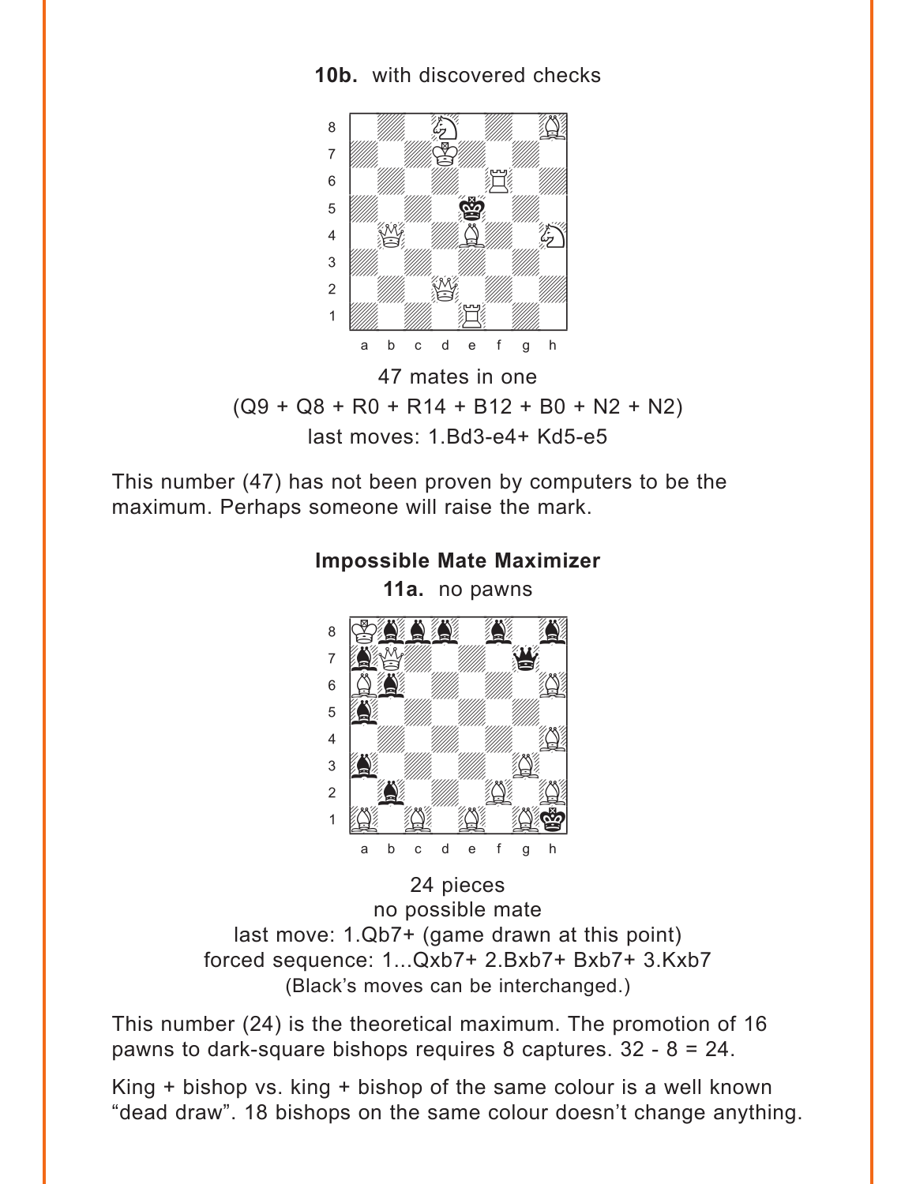**10b.** with discovered checks

47 mates in one

(Q9 + Q8 + R0 + R14 + B12 + B0 + N2 + N2)

last moves: 1.Bd3-e4+ Kd5-e5

This number (47) has not been proven by computers to be the maximum. Perhaps someone will raise the mark.

**Impossible Mate Maximizer**

**11a.** no pawns

24 pieces

no possible mate

last move: 1.Qb7+ (game drawn at this point)

forced sequence: 1...Qxb7+ 2.Bxb7+ Bxb7+ 3.Kxb7

(Black's moves can be interchanged.)

This number (24) is the theoretical maximum. The promotion of 16 pawns to dark-square bishops requires 8 captures. 32 - 8 = 24.

King + bishop vs. king + bishop of the same colour is a well known "dead draw". 18 bishops on the same colour doesn't change anything.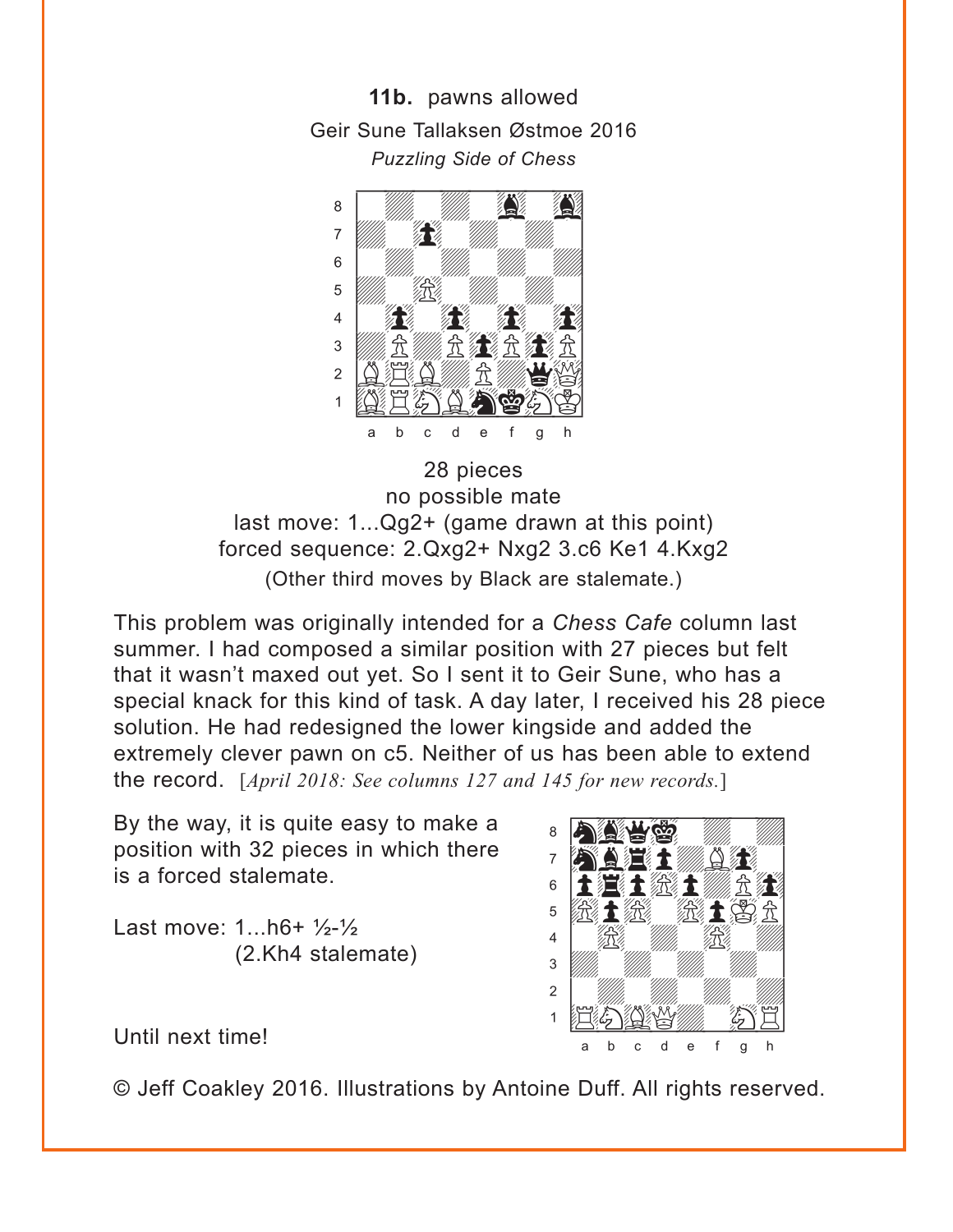**11b.** pawns allowed

Geir Sune Tallaksen Østmoe 2016

*Puzzling Side of Chess*

28 pieces

no possible mate

last move: 1...Qg2+ (game drawn at this point)

forced sequence: 2.Qxg2+ Nxg2 3.c6 Ke1 4.Kxg2

(Other third moves by Black are stalemate.)

This problem was originally intended for a *Chess Cafe* column last summer. I had composed a similar position with 27 pieces but felt that it wasn't maxed out yet. So I sent it to Geir Sune, who has a special knack for this kind of task. A day later, I received his 28 piece solution. He had redesigned the lower kingside and added the extremely clever pawn on c5. Neither of us has been able to extend the record. [*April 2018: See columns 127 and 145 for new records.*]

By the way, it is quite easy to make a position with 32 pieces in which there is a forced stalemate.

Last move: 1...h6+ ½-½
(2.Kh4 stalemate)

Until next time!

© Jeff Coakley 2016. Illustrations by Antoine Duff. All rights reserved.